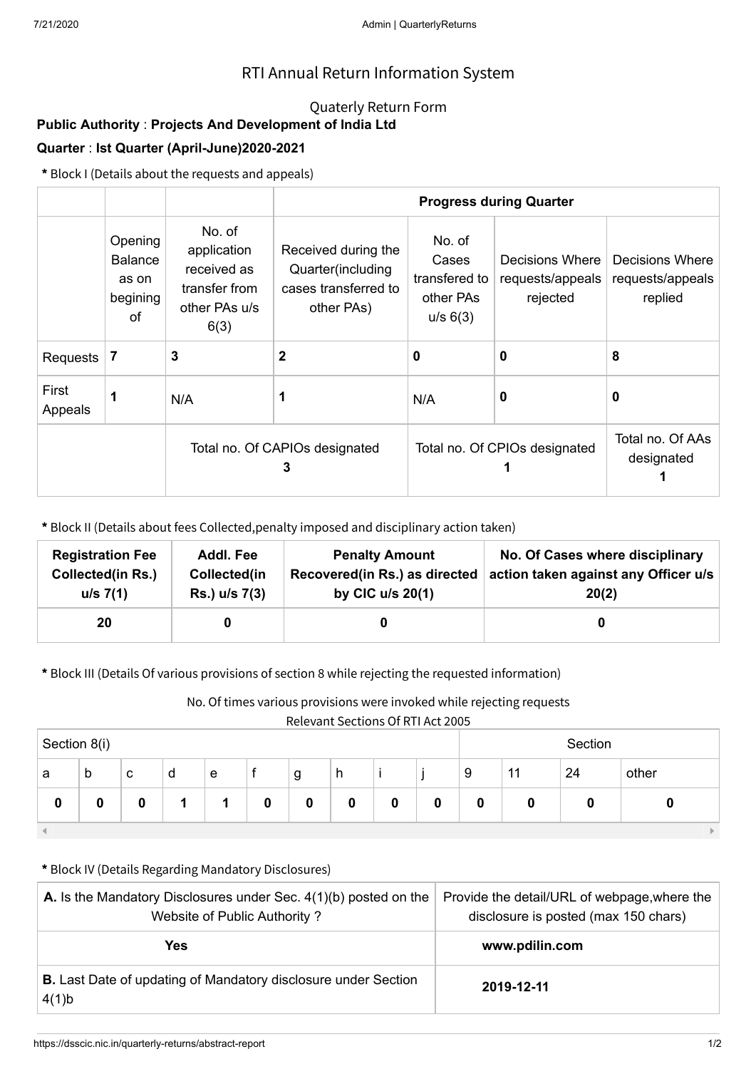# RTI Annual Return Information System

## Quaterly Return Form

**Public Authority** : **Projects And Development of India Ltd**

**Quarter** : **Ist Quarter (April-June)2020-2021**

**\*** Block I (Details about the requests and appeals)

| | | | **Progress during Quarter** | | | |
|---|---|---|---|---|---|---|
| | Opening Balance as on begining of | No. of application received as transfer from other PAs u/s 6(3) | Received during the Quarter(including cases transferred to other PAs) | No. of Cases transfered to other PAs u/s 6(3) | Decisions Where requests/appeals rejected | Decisions Where requests/appeals replied |
| Requests | **7** | **3** | **2** | **0** | **0** | **8** |
| First Appeals | **1** | N/A | **1** | N/A | **0** | **0** |
| | | Total no. Of CAPIOs designated **3** | | Total no. Of CPIOs designated **1** | | Total no. Of AAs designated **1** |

**\*** Block II (Details about fees Collected,penalty imposed and disciplinary action taken)

| **Registration Fee Collected(in Rs.) u/s 7(1)** | **Addl. Fee Collected(in Rs.) u/s 7(3)** | **Penalty Amount Recovered(in Rs.) as directed by CIC u/s 20(1)** | **No. Of Cases where disciplinary action taken against any Officer u/s 20(2)** |
|---|---|---|---|
| **20** | **0** | **0** | **0** |

**\*** Block III (Details Of various provisions of section 8 while rejecting the requested information)

No. Of times various provisions were invoked while rejecting requests

Relevant Sections Of RTI Act 2005

| Section 8(i) | | | | | | | | | | Section | | | |
|---|---|---|---|---|---|---|---|---|---|---|---|---|---|
| a | b | c | d | e | f | g | h | i | j | 9 | 11 | 24 | other |
| **0** | **0** | **0** | **1** | **1** | **0** | **0** | **0** | **0** | **0** | **0** | **0** | **0** | **0** |

**\*** Block IV (Details Regarding Mandatory Disclosures)

| **A.** Is the Mandatory Disclosures under Sec. 4(1)(b) posted on the Website of Public Authority ? | Provide the detail/URL of webpage,where the disclosure is posted (max 150 chars) |
|---|---|
| **Yes** | **www.pdilin.com** |
| **B.** Last Date of updating of Mandatory disclosure under Section 4(1)b | **2019-12-11** |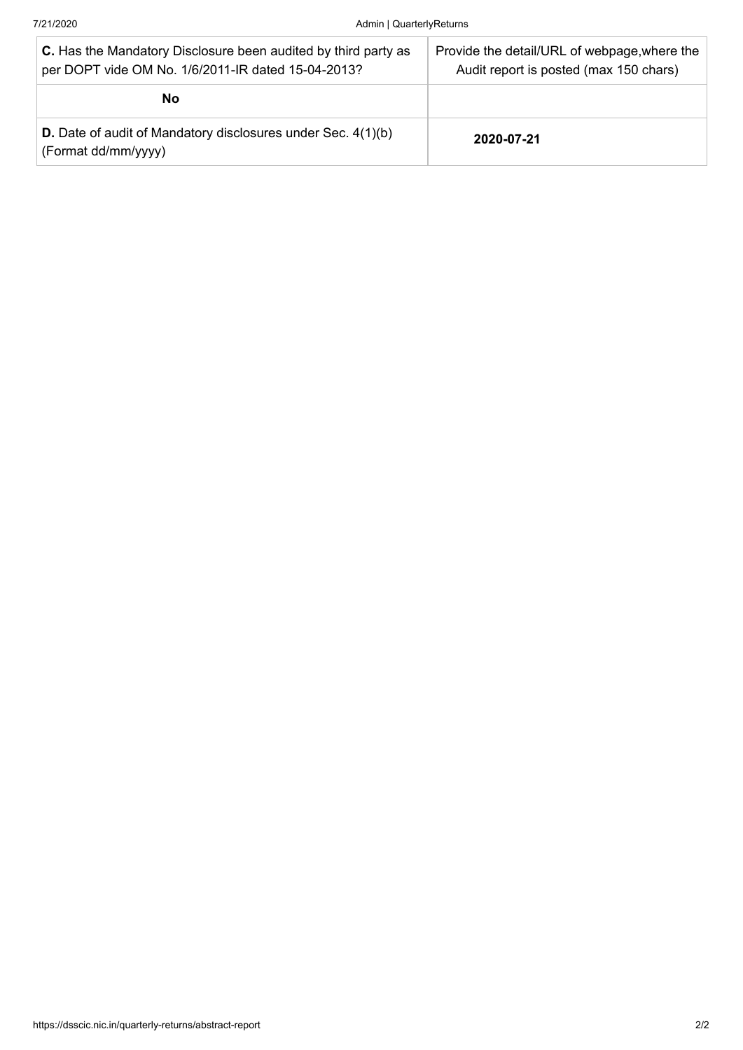| | |
|---|---|
| **C.** Has the Mandatory Disclosure been audited by third party as per DOPT vide OM No. 1/6/2011-IR dated 15-04-2013? | Provide the detail/URL of webpage,where the Audit report is posted (max 150 chars) |
| **No** | |
| **D.** Date of audit of Mandatory disclosures under Sec. 4(1)(b) (Format dd/mm/yyyy) | **2020-07-21** |